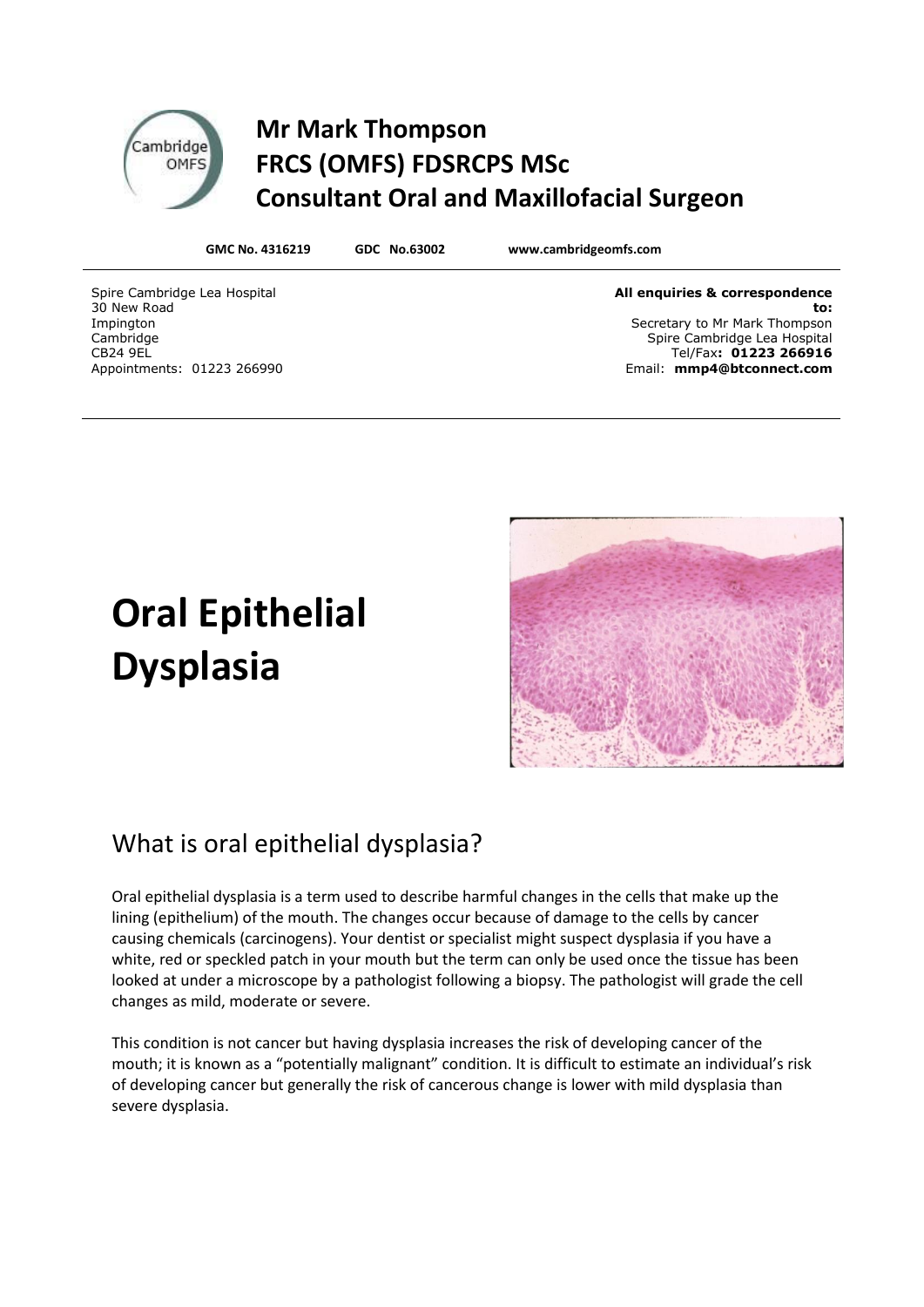# Mr Mark Thompson
# FRCS (OMFS) FDSRCPS MSc
# Consultant Oral and Maxillofacial Surgeon

**GMC No. 4316219** **GDC No.63002** **www.cambridgeomfs.com**

Spire Cambridge Lea Hospital
30 New Road
Impington
Cambridge
CB24 9EL
Appointments: 01223 266990

**All enquiries & correspondence to:**
Secretary to Mr Mark Thompson
Spire Cambridge Lea Hospital
Tel/Fax**: 01223 266916**
Email: **mmp4@btconnect.com**

# Oral Epithelial Dysplasia

## What is oral epithelial dysplasia?

Oral epithelial dysplasia is a term used to describe harmful changes in the cells that make up the lining (epithelium) of the mouth. The changes occur because of damage to the cells by cancer causing chemicals (carcinogens). Your dentist or specialist might suspect dysplasia if you have a white, red or speckled patch in your mouth but the term can only be used once the tissue has been looked at under a microscope by a pathologist following a biopsy. The pathologist will grade the cell changes as mild, moderate or severe.

This condition is not cancer but having dysplasia increases the risk of developing cancer of the mouth; it is known as a "potentially malignant" condition. It is difficult to estimate an individual's risk of developing cancer but generally the risk of cancerous change is lower with mild dysplasia than severe dysplasia.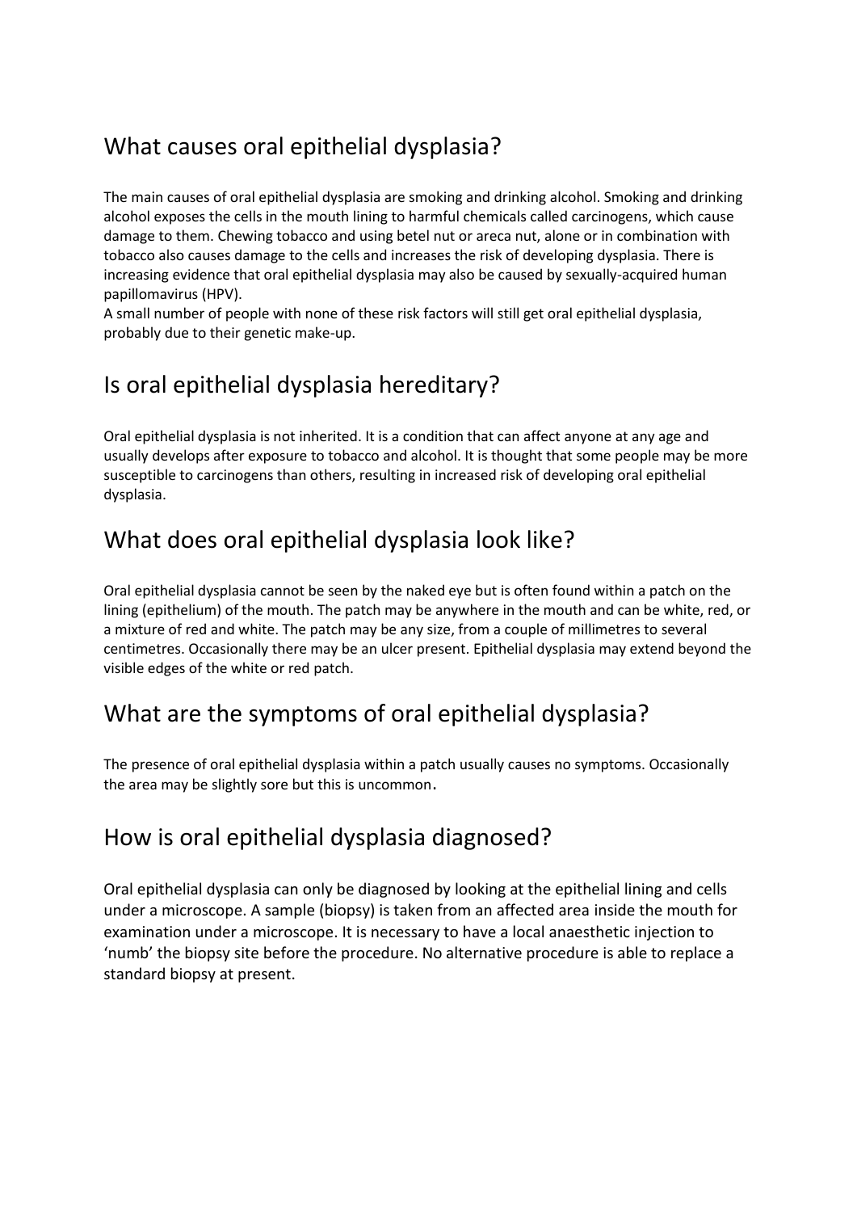## What causes oral epithelial dysplasia?

The main causes of oral epithelial dysplasia are smoking and drinking alcohol. Smoking and drinking alcohol exposes the cells in the mouth lining to harmful chemicals called carcinogens, which cause damage to them. Chewing tobacco and using betel nut or areca nut, alone or in combination with tobacco also causes damage to the cells and increases the risk of developing dysplasia. There is increasing evidence that oral epithelial dysplasia may also be caused by sexually-acquired human papillomavirus (HPV).
A small number of people with none of these risk factors will still get oral epithelial dysplasia, probably due to their genetic make-up.

## Is oral epithelial dysplasia hereditary?

Oral epithelial dysplasia is not inherited. It is a condition that can affect anyone at any age and usually develops after exposure to tobacco and alcohol. It is thought that some people may be more susceptible to carcinogens than others, resulting in increased risk of developing oral epithelial dysplasia.

## What does oral epithelial dysplasia look like?

Oral epithelial dysplasia cannot be seen by the naked eye but is often found within a patch on the lining (epithelium) of the mouth. The patch may be anywhere in the mouth and can be white, red, or a mixture of red and white. The patch may be any size, from a couple of millimetres to several centimetres. Occasionally there may be an ulcer present. Epithelial dysplasia may extend beyond the visible edges of the white or red patch.

## What are the symptoms of oral epithelial dysplasia?

The presence of oral epithelial dysplasia within a patch usually causes no symptoms. Occasionally the area may be slightly sore but this is uncommon.

## How is oral epithelial dysplasia diagnosed?

Oral epithelial dysplasia can only be diagnosed by looking at the epithelial lining and cells under a microscope. A sample (biopsy) is taken from an affected area inside the mouth for examination under a microscope. It is necessary to have a local anaesthetic injection to 'numb' the biopsy site before the procedure. No alternative procedure is able to replace a standard biopsy at present.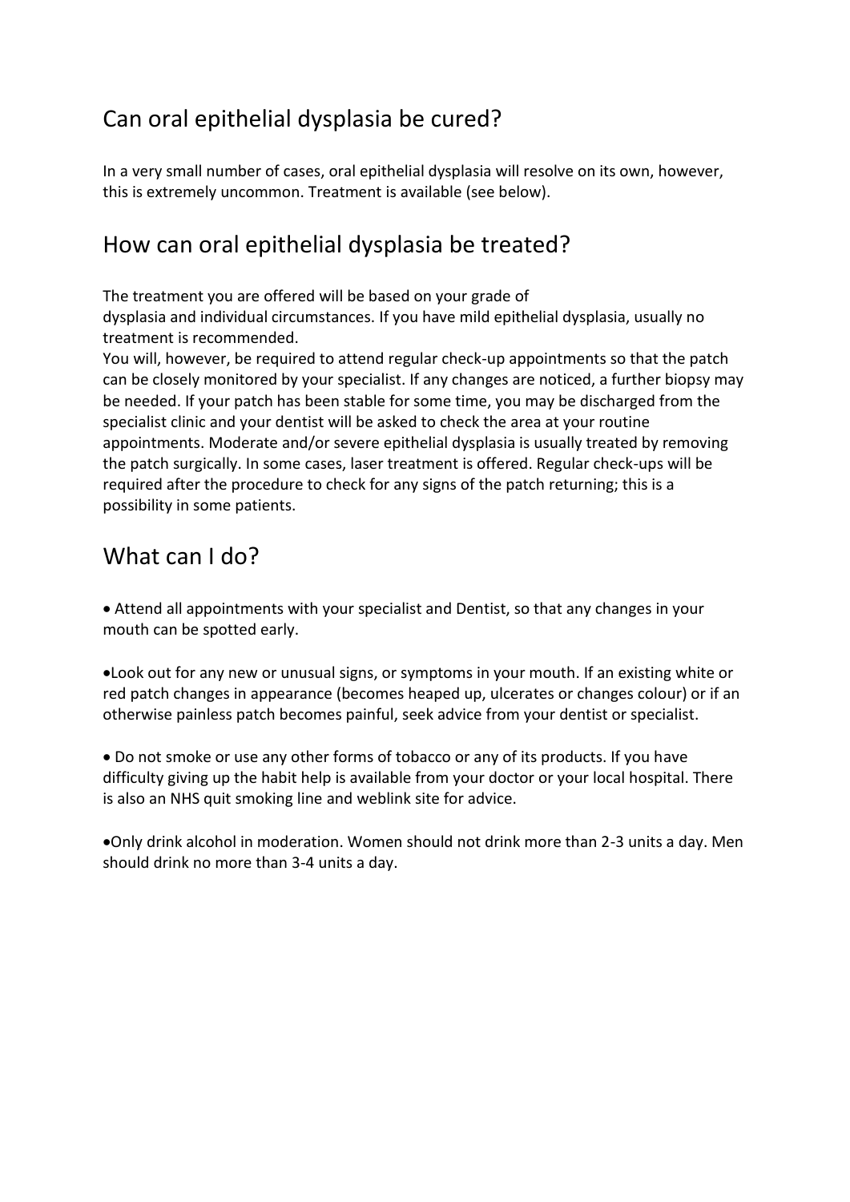## Can oral epithelial dysplasia be cured?

In a very small number of cases, oral epithelial dysplasia will resolve on its own, however, this is extremely uncommon. Treatment is available (see below).

## How can oral epithelial dysplasia be treated?

The treatment you are offered will be based on your grade of dysplasia and individual circumstances. If you have mild epithelial dysplasia, usually no treatment is recommended.

You will, however, be required to attend regular check-up appointments so that the patch can be closely monitored by your specialist. If any changes are noticed, a further biopsy may be needed. If your patch has been stable for some time, you may be discharged from the specialist clinic and your dentist will be asked to check the area at your routine appointments. Moderate and/or severe epithelial dysplasia is usually treated by removing the patch surgically. In some cases, laser treatment is offered. Regular check-ups will be required after the procedure to check for any signs of the patch returning; this is a possibility in some patients.

## What can I do?

- Attend all appointments with your specialist and Dentist, so that any changes in your mouth can be spotted early.

- Look out for any new or unusual signs, or symptoms in your mouth. If an existing white or red patch changes in appearance (becomes heaped up, ulcerates or changes colour) or if an otherwise painless patch becomes painful, seek advice from your dentist or specialist.

- Do not smoke or use any other forms of tobacco or any of its products. If you have difficulty giving up the habit help is available from your doctor or your local hospital. There is also an NHS quit smoking line and weblink site for advice.

- Only drink alcohol in moderation. Women should not drink more than 2-3 units a day. Men should drink no more than 3-4 units a day.